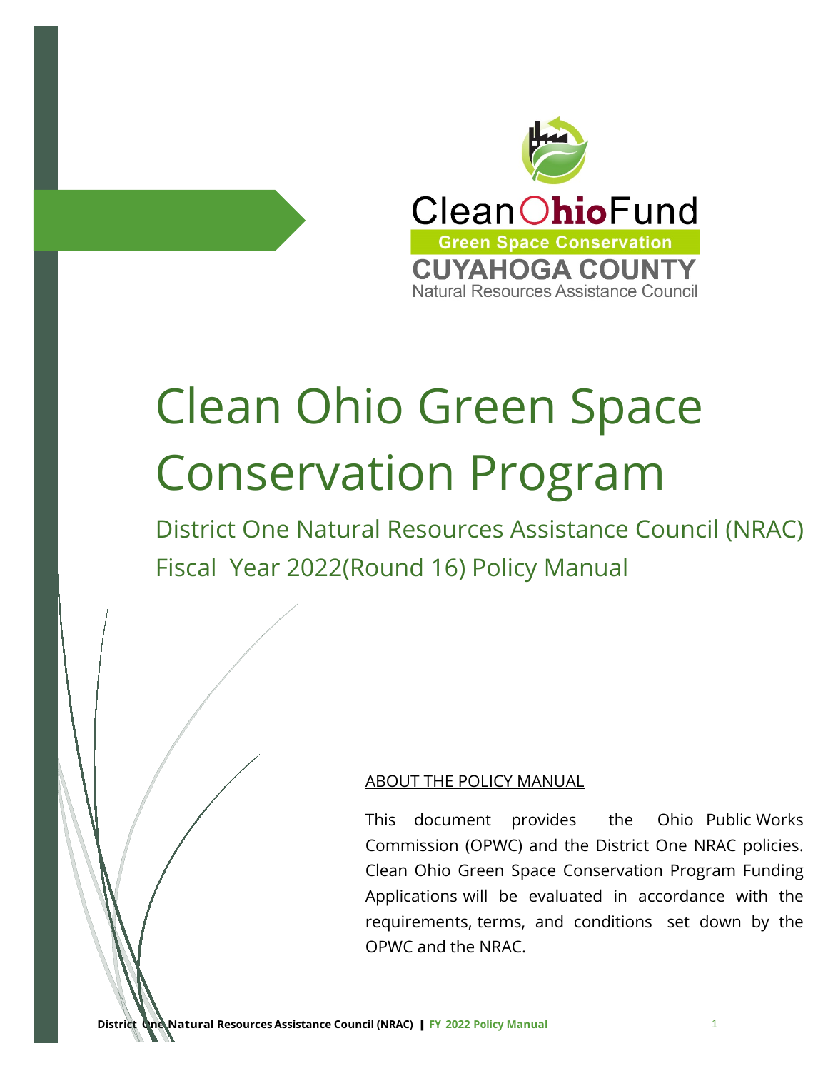Clean Ohio Fund

Green Space Conservation

CUYAHOGA COUNTY

Natural Resources Assistance Council

# Clean Ohio Green Space Conservation Program

## District One Natural Resources Assistance Council (NRAC) Fiscal Year 2022(Round 16) Policy Manual

ABOUT THE POLICY MANUAL

This document provides the Ohio Public Works Commission (OPWC) and the District One NRAC policies. Clean Ohio Green Space Conservation Program Funding Applications will be evaluated in accordance with the requirements, terms, and conditions set down by the OPWC and the NRAC.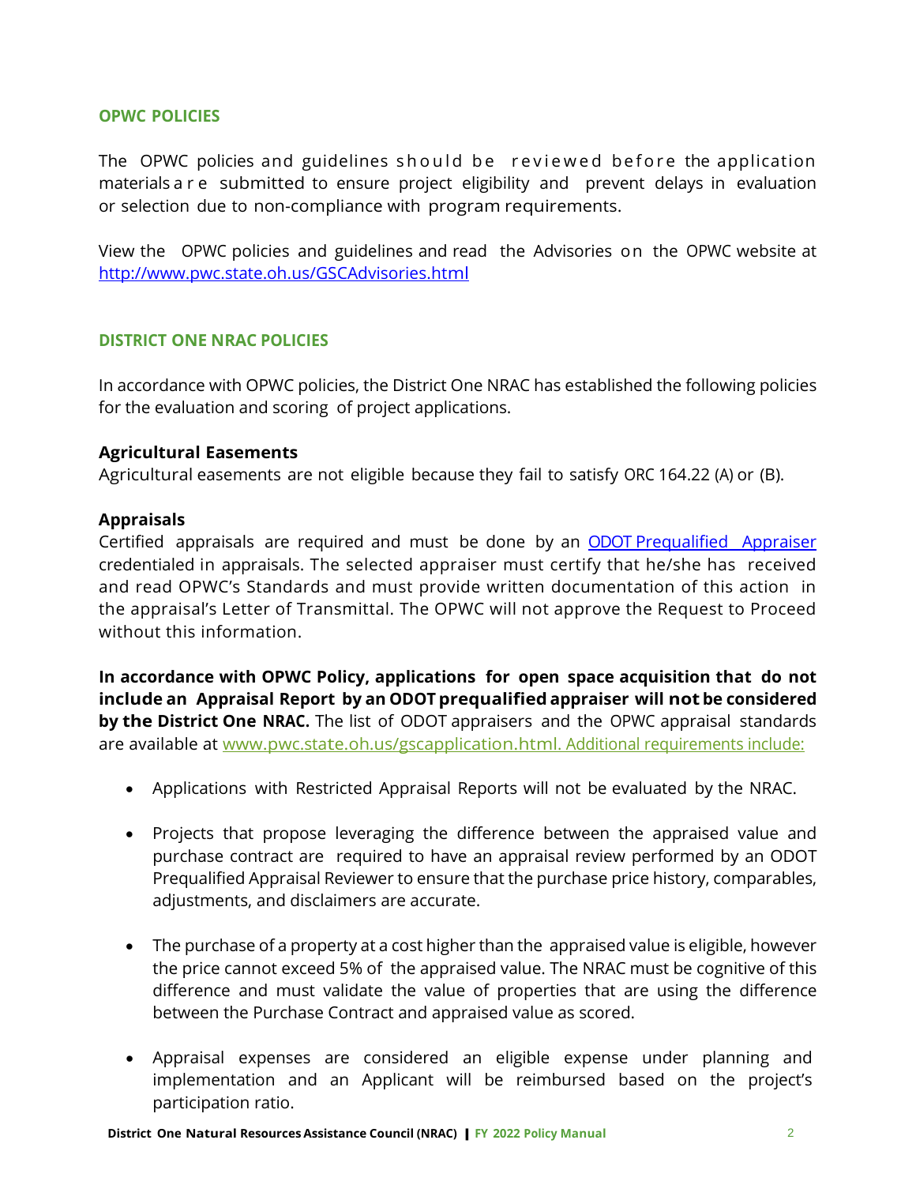## OPWC POLICIES

The OPWC policies and guidelines should be reviewed before the application materials are submitted to ensure project eligibility and prevent delays in evaluation or selection due to non-compliance with program requirements.

View the OPWC policies and guidelines and read the Advisories on the OPWC website at [http://www.pwc.state.oh.us/GSCAdvisories.html](http://www.pwc.state.oh.us/GSCAdvisories.html)

## DISTRICT ONE NRAC POLICIES

In accordance with OPWC policies, the District One NRAC has established the following policies for the evaluation and scoring of project applications.

### Agricultural Easements

Agricultural easements are not eligible because they fail to satisfy ORC 164.22 (A) or (B).

### Appraisals

Certified appraisals are required and must be done by an ODOT Prequalified Appraiser credentialed in appraisals. The selected appraiser must certify that he/she has received and read OPWC's Standards and must provide written documentation of this action in the appraisal's Letter of Transmittal. The OPWC will not approve the Request to Proceed without this information.

**In accordance with OPWC Policy, applications for open space acquisition that do not include an Appraisal Report by an ODOT prequalified appraiser will not be considered by the District One NRAC.** The list of ODOT appraisers and the OPWC appraisal standards are available at www.pwc.state.oh.us/gscapplication.html. Additional requirements include:

- Applications with Restricted Appraisal Reports will not be evaluated by the NRAC.
- Projects that propose leveraging the difference between the appraised value and purchase contract are required to have an appraisal review performed by an ODOT Prequalified Appraisal Reviewer to ensure that the purchase price history, comparables, adjustments, and disclaimers are accurate.
- The purchase of a property at a cost higher than the appraised value is eligible, however the price cannot exceed 5% of the appraised value. The NRAC must be cognitive of this difference and must validate the value of properties that are using the difference between the Purchase Contract and appraised value as scored.
- Appraisal expenses are considered an eligible expense under planning and implementation and an Applicant will be reimbursed based on the project's participation ratio.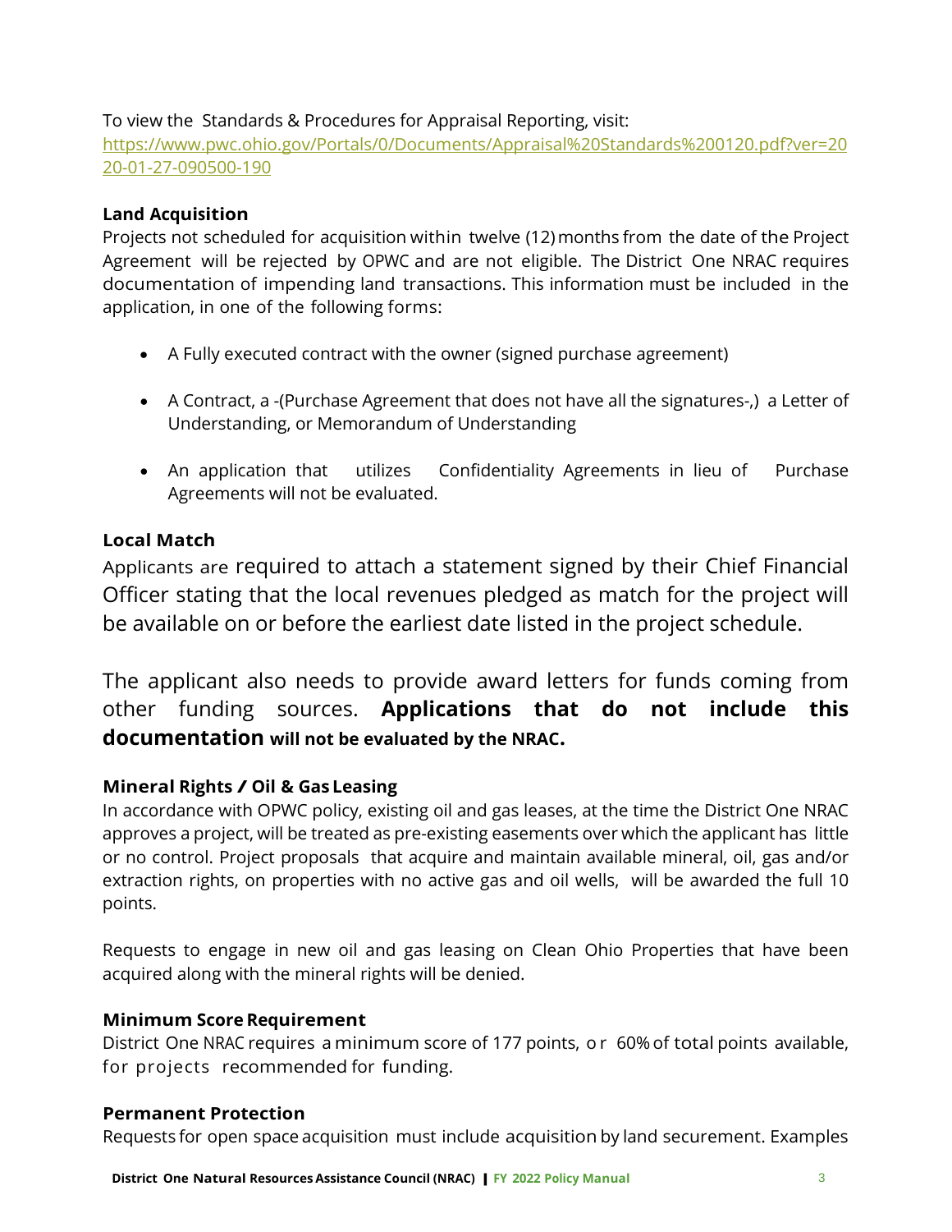To view the Standards & Procedures for Appraisal Reporting, visit: https://www.pwc.ohio.gov/Portals/0/Documents/Appraisal%20Standards%200120.pdf?ver=2020-01-27-090500-190

**Land Acquisition**

Projects not scheduled for acquisition within twelve (12) months from the date of the Project Agreement will be rejected by OPWC and are not eligible. The District One NRAC requires documentation of impending land transactions. This information must be included in the application, in one of the following forms:

- A Fully executed contract with the owner (signed purchase agreement)
- A Contract, a -(Purchase Agreement that does not have all the signatures-,) a Letter of Understanding, or Memorandum of Understanding
- An application that utilizes Confidentiality Agreements in lieu of Purchase Agreements will not be evaluated.

**Local Match**

Applicants are required to attach a statement signed by their Chief Financial Officer stating that the local revenues pledged as match for the project will be available on or before the earliest date listed in the project schedule.

The applicant also needs to provide award letters for funds coming from other funding sources. **Applications that do not include this documentation will not be evaluated by the NRAC.**

**Mineral Rights / Oil & Gas Leasing**

In accordance with OPWC policy, existing oil and gas leases, at the time the District One NRAC approves a project, will be treated as pre-existing easements over which the applicant has little or no control. Project proposals that acquire and maintain available mineral, oil, gas and/or extraction rights, on properties with no active gas and oil wells, will be awarded the full 10 points.

Requests to engage in new oil and gas leasing on Clean Ohio Properties that have been acquired along with the mineral rights will be denied.

**Minimum Score Requirement**

District One NRAC requires a minimum score of 177 points, or 60% of total points available, for projects recommended for funding.

**Permanent Protection**

Requests for open space acquisition must include acquisition by land securement. Examples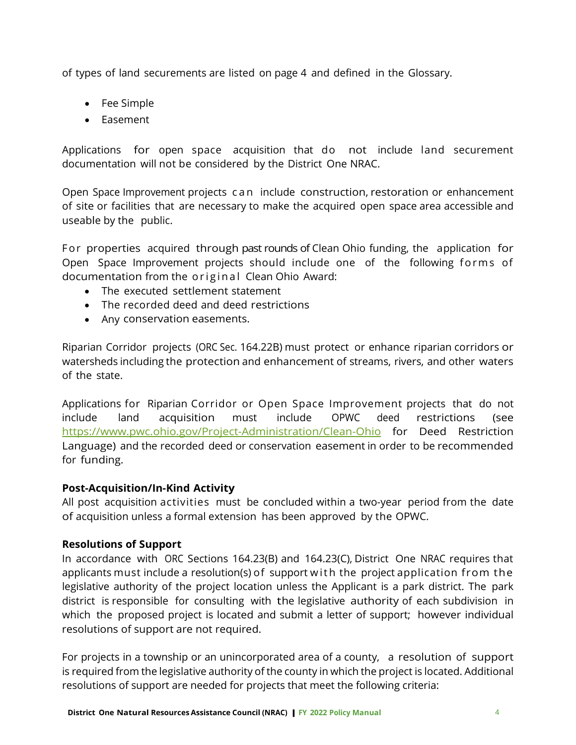of types of land securements are listed on page 4 and defined in the Glossary.

- Fee Simple
- Easement

Applications for open space acquisition that do not include land securement documentation will not be considered by the District One NRAC.

Open Space Improvement projects can include construction, restoration or enhancement of site or facilities that are necessary to make the acquired open space area accessible and useable by the public.

For properties acquired through past rounds of Clean Ohio funding, the application for Open Space Improvement projects should include one of the following forms of documentation from the original Clean Ohio Award:

- The executed settlement statement
- The recorded deed and deed restrictions
- Any conservation easements.

Riparian Corridor projects (ORC Sec. 164.22B) must protect or enhance riparian corridors or watersheds including the protection and enhancement of streams, rivers, and other waters of the state.

Applications for Riparian Corridor or Open Space Improvement projects that do not include land acquisition must include OPWC deed restrictions (see https://www.pwc.ohio.gov/Project-Administration/Clean-Ohio for Deed Restriction Language) and the recorded deed or conservation easement in order to be recommended for funding.

**Post-Acquisition/In-Kind Activity**

All post acquisition activities must be concluded within a two-year period from the date of acquisition unless a formal extension has been approved by the OPWC.

**Resolutions of Support**

In accordance with ORC Sections 164.23(B) and 164.23(C), District One NRAC requires that applicants must include a resolution(s) of support with the project application from the legislative authority of the project location unless the Applicant is a park district. The park district is responsible for consulting with the legislative authority of each subdivision in which the proposed project is located and submit a letter of support; however individual resolutions of support are not required.

For projects in a township or an unincorporated area of a county, a resolution of support is required from the legislative authority of the county in which the project is located. Additional resolutions of support are needed for projects that meet the following criteria: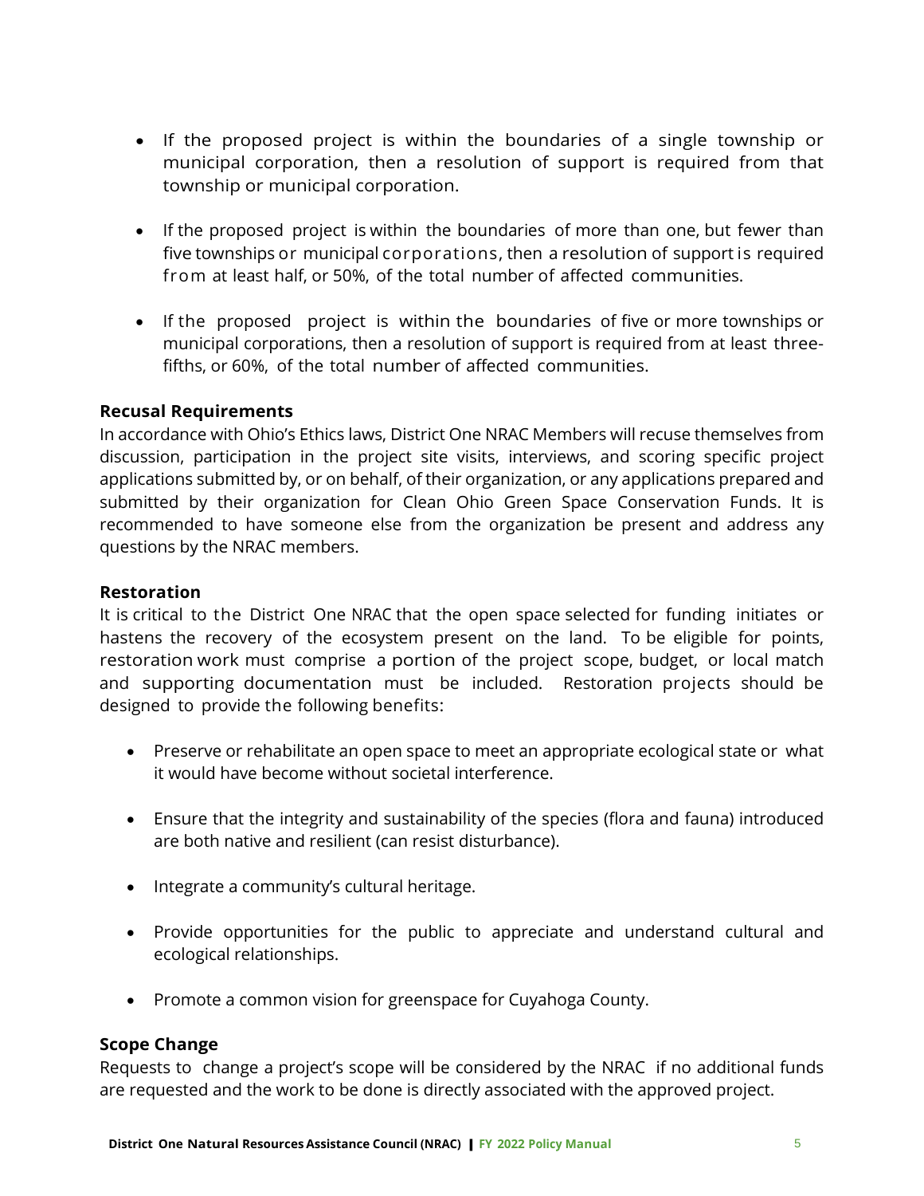- If the proposed project is within the boundaries of a single township or municipal corporation, then a resolution of support is required from that township or municipal corporation.

- If the proposed project is within the boundaries of more than one, but fewer than five townships or municipal corporations, then a resolution of support is required from at least half, or 50%, of the total number of affected communities.

- If the proposed project is within the boundaries of five or more townships or municipal corporations, then a resolution of support is required from at least three-fifths, or 60%, of the total number of affected communities.

### Recusal Requirements

In accordance with Ohio's Ethics laws, District One NRAC Members will recuse themselves from discussion, participation in the project site visits, interviews, and scoring specific project applications submitted by, or on behalf, of their organization, or any applications prepared and submitted by their organization for Clean Ohio Green Space Conservation Funds. It is recommended to have someone else from the organization be present and address any questions by the NRAC members.

### Restoration

It is critical to the District One NRAC that the open space selected for funding initiates or hastens the recovery of the ecosystem present on the land. To be eligible for points, restoration work must comprise a portion of the project scope, budget, or local match and supporting documentation must be included. Restoration projects should be designed to provide the following benefits:

- Preserve or rehabilitate an open space to meet an appropriate ecological state or what it would have become without societal interference.

- Ensure that the integrity and sustainability of the species (flora and fauna) introduced are both native and resilient (can resist disturbance).

- Integrate a community's cultural heritage.

- Provide opportunities for the public to appreciate and understand cultural and ecological relationships.

- Promote a common vision for greenspace for Cuyahoga County.

### Scope Change

Requests to change a project's scope will be considered by the NRAC if no additional funds are requested and the work to be done is directly associated with the approved project.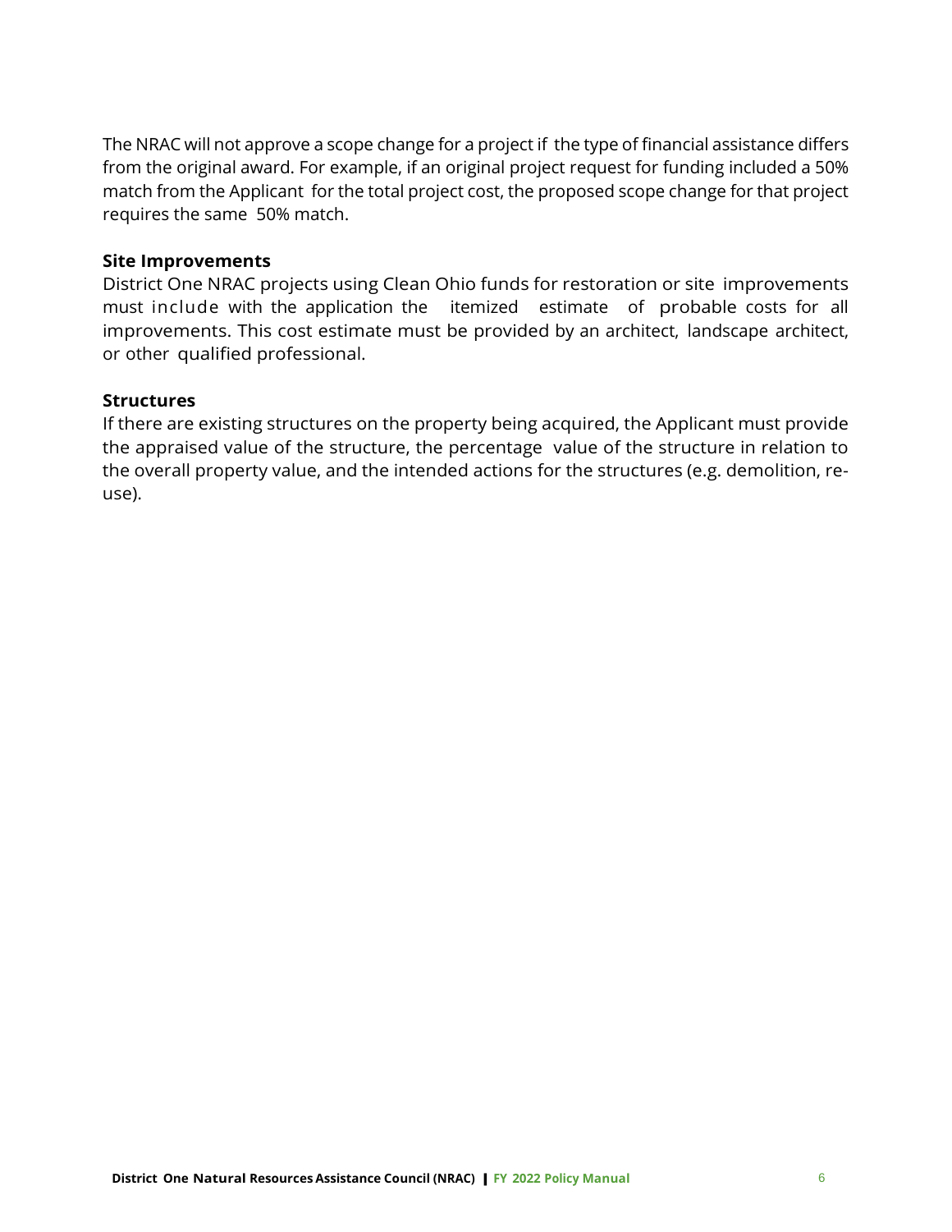The NRAC will not approve a scope change for a project if the type of financial assistance differs from the original award. For example, if an original project request for funding included a 50% match from the Applicant for the total project cost, the proposed scope change for that project requires the same 50% match.

### Site Improvements

District One NRAC projects using Clean Ohio funds for restoration or site improvements must include with the application the itemized estimate of probable costs for all improvements. This cost estimate must be provided by an architect, landscape architect, or other qualified professional.

### Structures

If there are existing structures on the property being acquired, the Applicant must provide the appraised value of the structure, the percentage value of the structure in relation to the overall property value, and the intended actions for the structures (e.g. demolition, re-use).